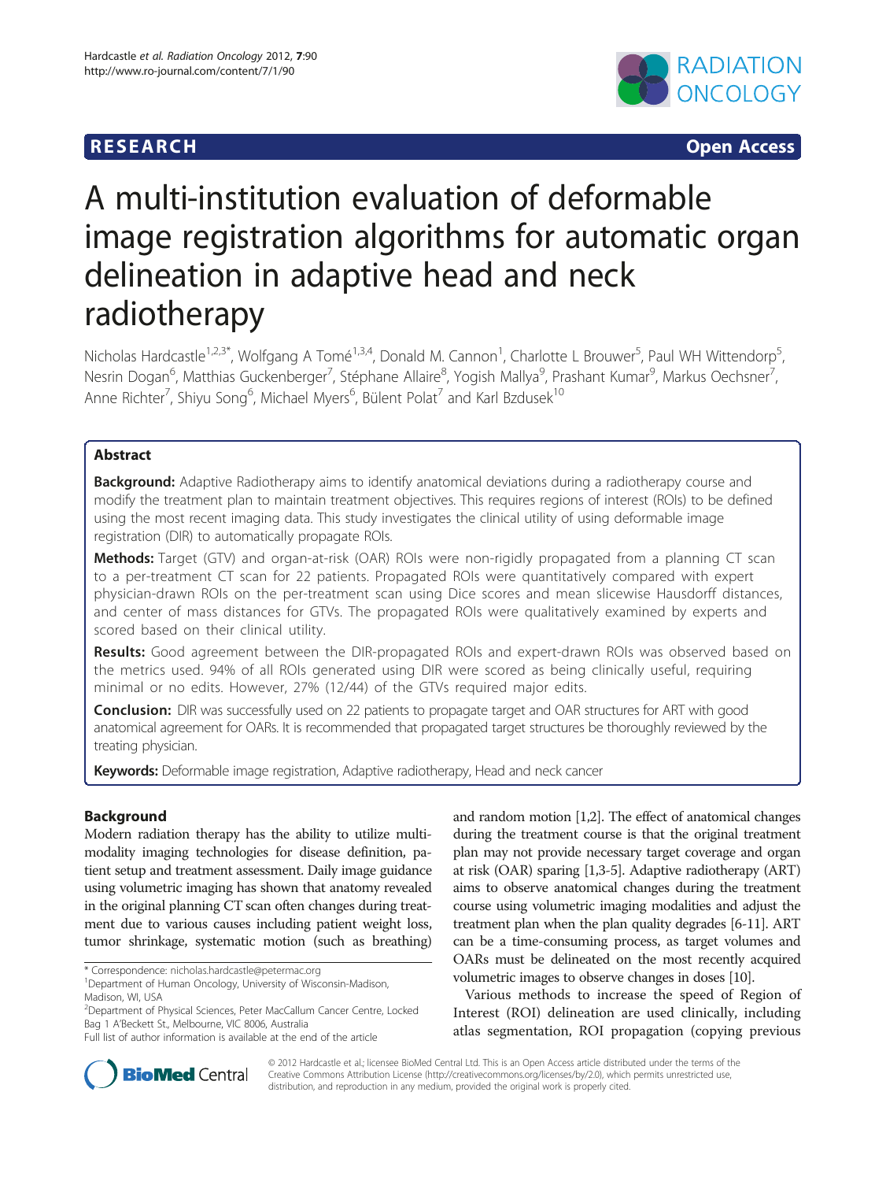# A multi-institution evaluation of deformable image registration algorithms for automatic organ delineation in adaptive head and neck radiotherapy

Nicholas Hardcastle[1,2,3*], Wolfgang A Tomé[1,3,4], Donald M. Cannon[1], Charlotte L Brouwer[5], Paul WH Wittendorp[5], Nesrin Dogan[6], Matthias Guckenberger[7], Stéphane Allaire[8], Yogish Mallya[9], Prashant Kumar[9], Markus Oechsner[7], Anne Richter[7], Shiyu Song[6], Michael Myers[6], Bülent Polat[7] and Karl Bzdusek[10]

## Abstract

**Background:** Adaptive Radiotherapy aims to identify anatomical deviations during a radiotherapy course and modify the treatment plan to maintain treatment objectives. This requires regions of interest (ROIs) to be defined using the most recent imaging data. This study investigates the clinical utility of using deformable image registration (DIR) to automatically propagate ROIs.

**Methods:** Target (GTV) and organ-at-risk (OAR) ROIs were non-rigidly propagated from a planning CT scan to a per-treatment CT scan for 22 patients. Propagated ROIs were quantitatively compared with expert physician-drawn ROIs on the per-treatment scan using Dice scores and mean slicewise Hausdorff distances, and center of mass distances for GTVs. The propagated ROIs were qualitatively examined by experts and scored based on their clinical utility.

**Results:** Good agreement between the DIR-propagated ROIs and expert-drawn ROIs was observed based on the metrics used. 94% of all ROIs generated using DIR were scored as being clinically useful, requiring minimal or no edits. However, 27% (12/44) of the GTVs required major edits.

**Conclusion:** DIR was successfully used on 22 patients to propagate target and OAR structures for ART with good anatomical agreement for OARs. It is recommended that propagated target structures be thoroughly reviewed by the treating physician.

**Keywords:** Deformable image registration, Adaptive radiotherapy, Head and neck cancer

## Background

Modern radiation therapy has the ability to utilize multi-modality imaging technologies for disease definition, patient setup and treatment assessment. Daily image guidance using volumetric imaging has shown that anatomy revealed in the original planning CT scan often changes during treatment due to various causes including patient weight loss, tumor shrinkage, systematic motion (such as breathing) and random motion [1,2]. The effect of anatomical changes during the treatment course is that the original treatment plan may not provide necessary target coverage and organ at risk (OAR) sparing [1,3-5]. Adaptive radiotherapy (ART) aims to observe anatomical changes during the treatment course using volumetric imaging modalities and adjust the treatment plan when the plan quality degrades [6-11]. ART can be a time-consuming process, as target volumes and OARs must be delineated on the most recently acquired volumetric images to observe changes in doses [10].

Various methods to increase the speed of Region of Interest (ROI) delineation are used clinically, including atlas segmentation, ROI propagation (copying previous

\* Correspondence: nicholas.hardcastle@petermac.org
[1]Department of Human Oncology, University of Wisconsin-Madison, Madison, WI, USA
[2]Department of Physical Sciences, Peter MacCallum Cancer Centre, Locked Bag 1 A'Beckett St., Melbourne, VIC 8006, Australia
Full list of author information is available at the end of the article

© 2012 Hardcastle et al.; licensee BioMed Central Ltd. This is an Open Access article distributed under the terms of the Creative Commons Attribution License (http://creativecommons.org/licenses/by/2.0), which permits unrestricted use, distribution, and reproduction in any medium, provided the original work is properly cited.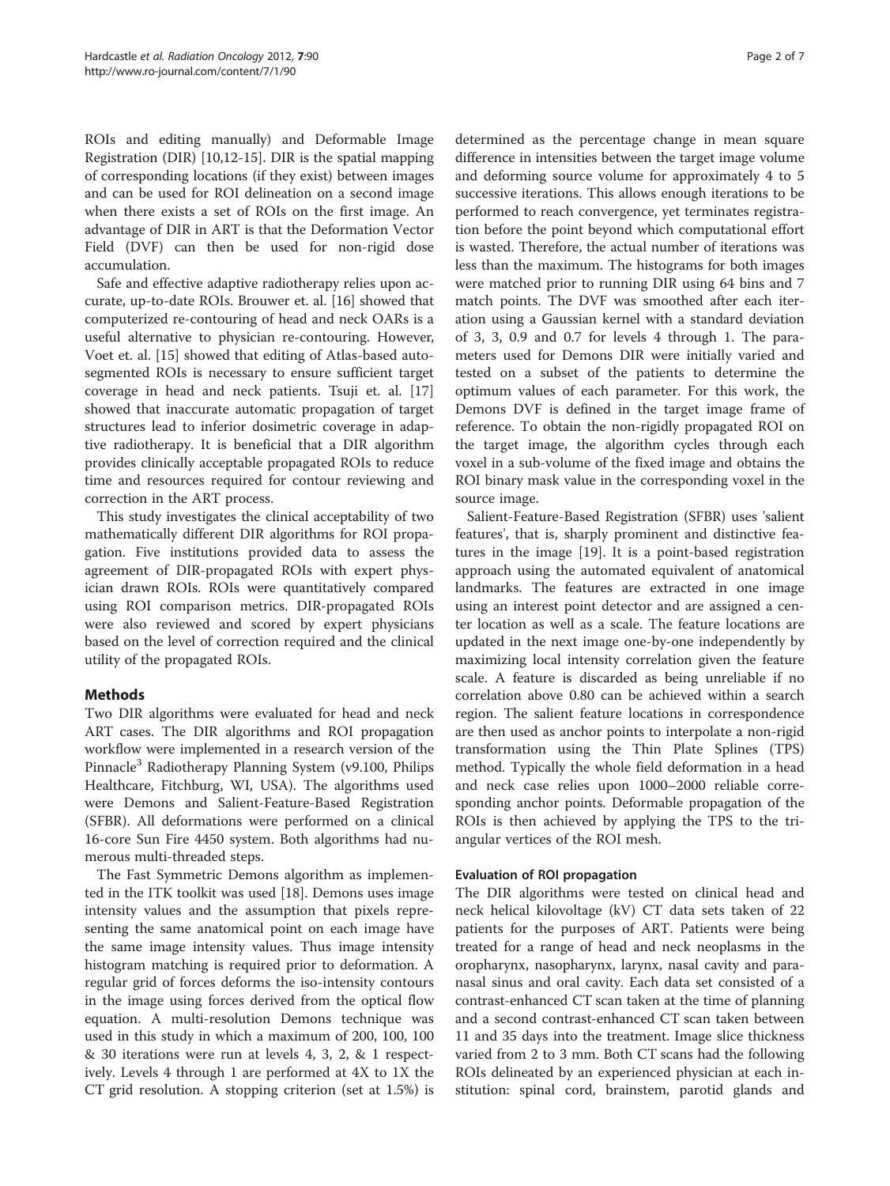ROIs and editing manually) and Deformable Image Registration (DIR) [10,12-15]. DIR is the spatial mapping of corresponding locations (if they exist) between images and can be used for ROI delineation on a second image when there exists a set of ROIs on the first image. An advantage of DIR in ART is that the Deformation Vector Field (DVF) can then be used for non-rigid dose accumulation.

Safe and effective adaptive radiotherapy relies upon accurate, up-to-date ROIs. Brouwer et. al. [16] showed that computerized re-contouring of head and neck OARs is a useful alternative to physician re-contouring. However, Voet et. al. [15] showed that editing of Atlas-based auto-segmented ROIs is necessary to ensure sufficient target coverage in head and neck patients. Tsuji et. al. [17] showed that inaccurate automatic propagation of target structures lead to inferior dosimetric coverage in adaptive radiotherapy. It is beneficial that a DIR algorithm provides clinically acceptable propagated ROIs to reduce time and resources required for contour reviewing and correction in the ART process.

This study investigates the clinical acceptability of two mathematically different DIR algorithms for ROI propagation. Five institutions provided data to assess the agreement of DIR-propagated ROIs with expert physician drawn ROIs. ROIs were quantitatively compared using ROI comparison metrics. DIR-propagated ROIs were also reviewed and scored by expert physicians based on the level of correction required and the clinical utility of the propagated ROIs.

## Methods

Two DIR algorithms were evaluated for head and neck ART cases. The DIR algorithms and ROI propagation workflow were implemented in a research version of the Pinnacle[3] Radiotherapy Planning System (v9.100, Philips Healthcare, Fitchburg, WI, USA). The algorithms used were Demons and Salient-Feature-Based Registration (SFBR). All deformations were performed on a clinical 16-core Sun Fire 4450 system. Both algorithms had numerous multi-threaded steps.

The Fast Symmetric Demons algorithm as implemented in the ITK toolkit was used [18]. Demons uses image intensity values and the assumption that pixels representing the same anatomical point on each image have the same image intensity values. Thus image intensity histogram matching is required prior to deformation. A regular grid of forces deforms the iso-intensity contours in the image using forces derived from the optical flow equation. A multi-resolution Demons technique was used in this study in which a maximum of 200, 100, 100 & 30 iterations were run at levels 4, 3, 2, & 1 respectively. Levels 4 through 1 are performed at 4X to 1X the CT grid resolution. A stopping criterion (set at 1.5%) is determined as the percentage change in mean square difference in intensities between the target image volume and deforming source volume for approximately 4 to 5 successive iterations. This allows enough iterations to be performed to reach convergence, yet terminates registration before the point beyond which computational effort is wasted. Therefore, the actual number of iterations was less than the maximum. The histograms for both images were matched prior to running DIR using 64 bins and 7 match points. The DVF was smoothed after each iteration using a Gaussian kernel with a standard deviation of 3, 3, 0.9 and 0.7 for levels 4 through 1. The parameters used for Demons DIR were initially varied and tested on a subset of the patients to determine the optimum values of each parameter. For this work, the Demons DVF is defined in the target image frame of reference. To obtain the non-rigidly propagated ROI on the target image, the algorithm cycles through each voxel in a sub-volume of the fixed image and obtains the ROI binary mask value in the corresponding voxel in the source image.

Salient-Feature-Based Registration (SFBR) uses 'salient features', that is, sharply prominent and distinctive features in the image [19]. It is a point-based registration approach using the automated equivalent of anatomical landmarks. The features are extracted in one image using an interest point detector and are assigned a center location as well as a scale. The feature locations are updated in the next image one-by-one independently by maximizing local intensity correlation given the feature scale. A feature is discarded as being unreliable if no correlation above 0.80 can be achieved within a search region. The salient feature locations in correspondence are then used as anchor points to interpolate a non-rigid transformation using the Thin Plate Splines (TPS) method. Typically the whole field deformation in a head and neck case relies upon 1000–2000 reliable corresponding anchor points. Deformable propagation of the ROIs is then achieved by applying the TPS to the triangular vertices of the ROI mesh.

### Evaluation of ROI propagation

The DIR algorithms were tested on clinical head and neck helical kilovoltage (kV) CT data sets taken of 22 patients for the purposes of ART. Patients were being treated for a range of head and neck neoplasms in the oropharynx, nasopharynx, larynx, nasal cavity and paranasal sinus and oral cavity. Each data set consisted of a contrast-enhanced CT scan taken at the time of planning and a second contrast-enhanced CT scan taken between 11 and 35 days into the treatment. Image slice thickness varied from 2 to 3 mm. Both CT scans had the following ROIs delineated by an experienced physician at each institution: spinal cord, brainstem, parotid glands and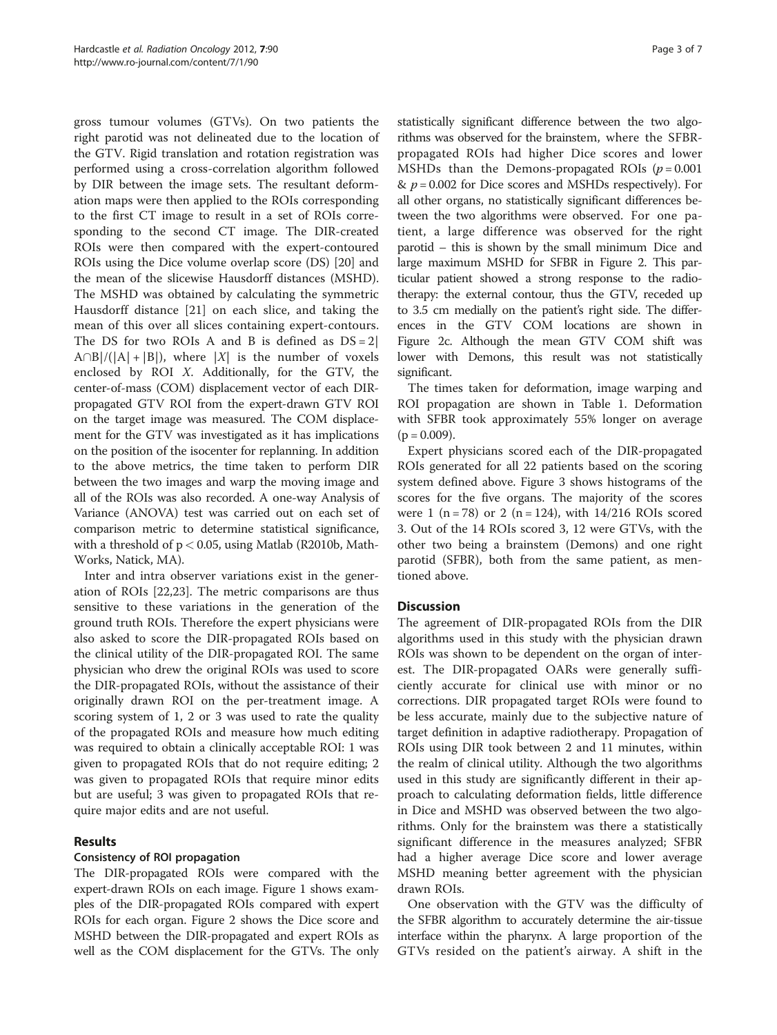gross tumour volumes (GTVs). On two patients the right parotid was not delineated due to the location of the GTV. Rigid translation and rotation registration was performed using a cross-correlation algorithm followed by DIR between the image sets. The resultant deformation maps were then applied to the ROIs corresponding to the first CT image to result in a set of ROIs corresponding to the second CT image. The DIR-created ROIs were then compared with the expert-contoured ROIs using the Dice volume overlap score (DS) [20] and the mean of the slicewise Hausdorff distances (MSHD). The MSHD was obtained by calculating the symmetric Hausdorff distance [21] on each slice, and taking the mean of this over all slices containing expert-contours. The DS for two ROIs A and B is defined as $DS = 2|A \cap B|/(|A| + |B|)$, where $|X|$ is the number of voxels enclosed by ROI $X$. Additionally, for the GTV, the center-of-mass (COM) displacement vector of each DIR-propagated GTV ROI from the expert-drawn GTV ROI on the target image was measured. The COM displacement for the GTV was investigated as it has implications on the position of the isocenter for replanning. In addition to the above metrics, the time taken to perform DIR between the two images and warp the moving image and all of the ROIs was also recorded. A one-way Analysis of Variance (ANOVA) test was carried out on each set of comparison metric to determine statistical significance, with a threshold of $p < 0.05$, using Matlab (R2010b, MathWorks, Natick, MA).

Inter and intra observer variations exist in the generation of ROIs [22,23]. The metric comparisons are thus sensitive to these variations in the generation of the ground truth ROIs. Therefore the expert physicians were also asked to score the DIR-propagated ROIs based on the clinical utility of the DIR-propagated ROI. The same physician who drew the original ROIs was used to score the DIR-propagated ROIs, without the assistance of their originally drawn ROI on the per-treatment image. A scoring system of 1, 2 or 3 was used to rate the quality of the propagated ROIs and measure how much editing was required to obtain a clinically acceptable ROI: 1 was given to propagated ROIs that do not require editing; 2 was given to propagated ROIs that require minor edits but are useful; 3 was given to propagated ROIs that require major edits and are not useful.

## Results

### Consistency of ROI propagation

The DIR-propagated ROIs were compared with the expert-drawn ROIs on each image. Figure 1 shows examples of the DIR-propagated ROIs compared with expert ROIs for each organ. Figure 2 shows the Dice score and MSHD between the DIR-propagated and expert ROIs as well as the COM displacement for the GTVs. The only statistically significant difference between the two algorithms was observed for the brainstem, where the SFBR-propagated ROIs had higher Dice scores and lower MSHDs than the Demons-propagated ROIs ($p = 0.001$ & $p = 0.002$ for Dice scores and MSHDs respectively). For all other organs, no statistically significant differences between the two algorithms were observed. For one patient, a large difference was observed for the right parotid – this is shown by the small minimum Dice and large maximum MSHD for SFBR in Figure 2. This particular patient showed a strong response to the radiotherapy: the external contour, thus the GTV, receded up to 3.5 cm medially on the patient's right side. The differences in the GTV COM locations are shown in Figure 2c. Although the mean GTV COM shift was lower with Demons, this result was not statistically significant.

The times taken for deformation, image warping and ROI propagation are shown in Table 1. Deformation with SFBR took approximately 55% longer on average ($p = 0.009$).

Expert physicians scored each of the DIR-propagated ROIs generated for all 22 patients based on the scoring system defined above. Figure 3 shows histograms of the scores for the five organs. The majority of the scores were 1 ($n = 78$) or 2 ($n = 124$), with 14/216 ROIs scored 3. Out of the 14 ROIs scored 3, 12 were GTVs, with the other two being a brainstem (Demons) and one right parotid (SFBR), both from the same patient, as mentioned above.

## Discussion

The agreement of DIR-propagated ROIs from the DIR algorithms used in this study with the physician drawn ROIs was shown to be dependent on the organ of interest. The DIR-propagated OARs were generally sufficiently accurate for clinical use with minor or no corrections. DIR propagated target ROIs were found to be less accurate, mainly due to the subjective nature of target definition in adaptive radiotherapy. Propagation of ROIs using DIR took between 2 and 11 minutes, within the realm of clinical utility. Although the two algorithms used in this study are significantly different in their approach to calculating deformation fields, little difference in Dice and MSHD was observed between the two algorithms. Only for the brainstem was there a statistically significant difference in the measures analyzed; SFBR had a higher average Dice score and lower average MSHD meaning better agreement with the physician drawn ROIs.

One observation with the GTV was the difficulty of the SFBR algorithm to accurately determine the air-tissue interface within the pharynx. A large proportion of the GTVs resided on the patient's airway. A shift in the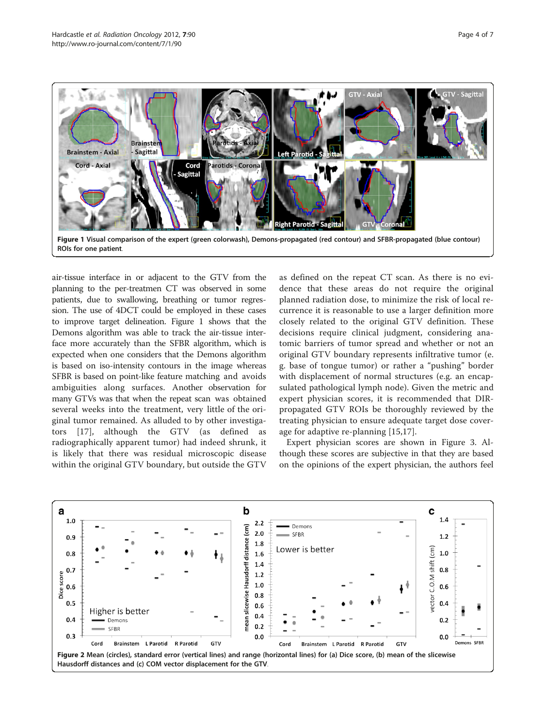Figure 1 Visual comparison of the expert (green colorwash), Demons-propagated (red contour) and SFBR-propagated (blue contour) ROIs for one patient.

air-tissue interface in or adjacent to the GTV from the planning to the per-treatmen CT was observed in some patients, due to swallowing, breathing or tumor regression. The use of 4DCT could be employed in these cases to improve target delineation. Figure 1 shows that the Demons algorithm was able to track the air-tissue interface more accurately than the SFBR algorithm, which is expected when one considers that the Demons algorithm is based on iso-intensity contours in the image whereas SFBR is based on point-like feature matching and avoids ambiguities along surfaces. Another observation for many GTVs was that when the repeat scan was obtained several weeks into the treatment, very little of the original tumor remained. As alluded to by other investigators [17], although the GTV (as defined as radiographically apparent tumor) had indeed shrunk, it is likely that there was residual microscopic disease within the original GTV boundary, but outside the GTV as defined on the repeat CT scan. As there is no evidence that these areas do not require the original planned radiation dose, to minimize the risk of local recurrence it is reasonable to use a larger definition more closely related to the original GTV definition. These decisions require clinical judgment, considering anatomic barriers of tumor spread and whether or not an original GTV boundary represents infiltrative tumor (e.g. base of tongue tumor) or rather a "pushing" border with displacement of normal structures (e.g. an encapsulated pathological lymph node). Given the metric and expert physician scores, it is recommended that DIR-propagated GTV ROIs be thoroughly reviewed by the treating physician to ensure adequate target dose coverage for adaptive re-planning [15,17].

Expert physician scores are shown in Figure 3. Although these scores are subjective in that they are based on the opinions of the expert physician, the authors feel

Figure 2 Mean (circles), standard error (vertical lines) and range (horizontal lines) for (a) Dice score, (b) mean of the slicewise Hausdorff distances and (c) COM vector displacement for the GTV.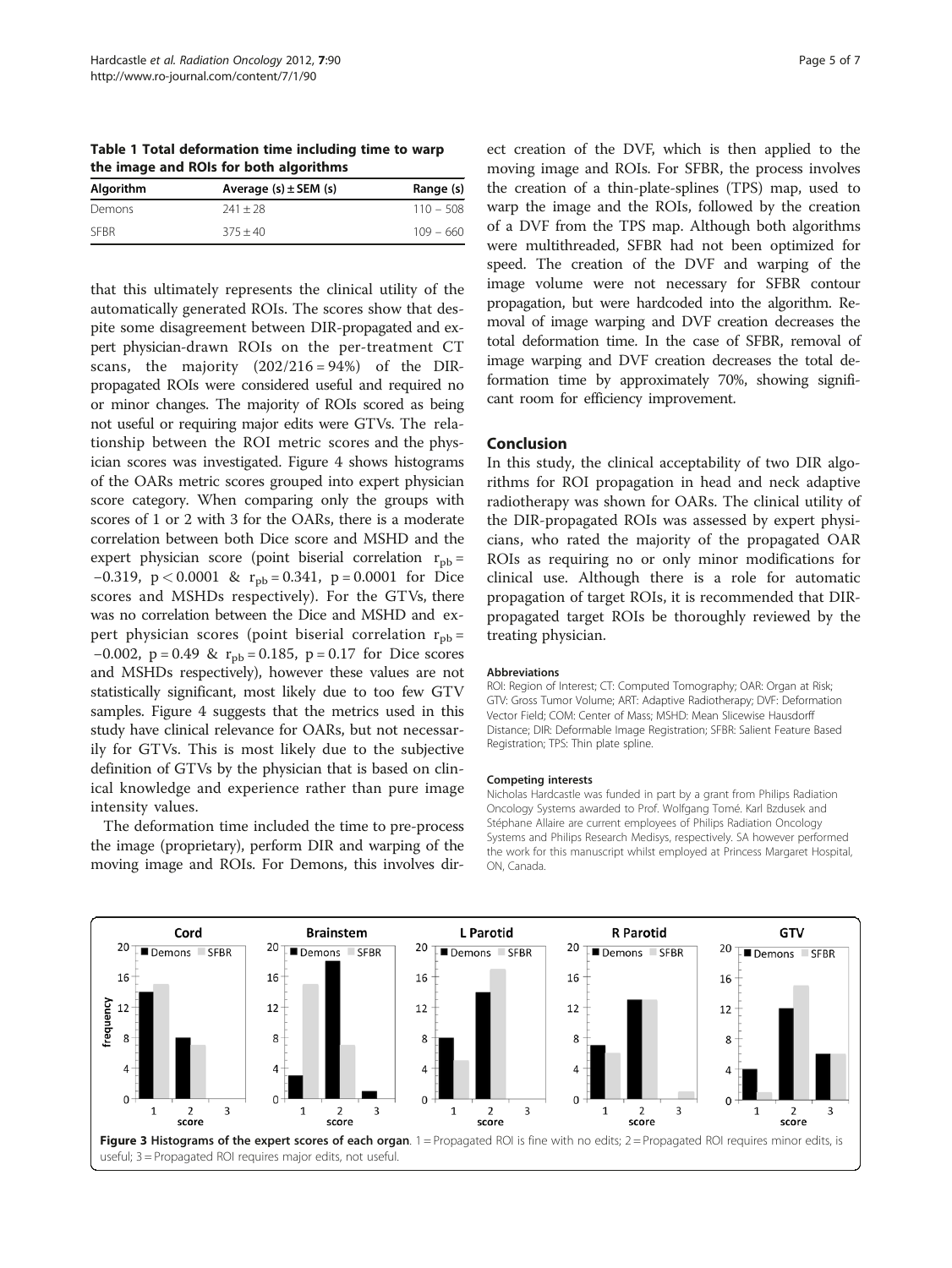**Table 1 Total deformation time including time to warp the image and ROIs for both algorithms**

| Algorithm | Average (s) ± SEM (s) | Range (s) |
|---|---|---|
| Demons | 241 ± 28 | 110 – 508 |
| SFBR | 375 ± 40 | 109 – 660 |

that this ultimately represents the clinical utility of the automatically generated ROIs. The scores show that despite some disagreement between DIR-propagated and expert physician-drawn ROIs on the per-treatment CT scans, the majority (202/216 = 94%) of the DIR-propagated ROIs were considered useful and required no or minor changes. The majority of ROIs scored as being not useful or requiring major edits were GTVs. The relationship between the ROI metric scores and the physician scores was investigated. Figure 4 shows histograms of the OARs metric scores grouped into expert physician score category. When comparing only the groups with scores of 1 or 2 with 3 for the OARs, there is a moderate correlation between both Dice score and MSHD and the expert physician score (point biserial correlation $r_{pb} = -0.319$, $p < 0.0001$ & $r_{pb} = 0.341$, $p = 0.0001$ for Dice scores and MSHDs respectively). For the GTVs, there was no correlation between the Dice and MSHD and expert physician scores (point biserial correlation $r_{pb} = -0.002$, $p = 0.49$ & $r_{pb} = 0.185$, $p = 0.17$ for Dice scores and MSHDs respectively), however these values are not statistically significant, most likely due to too few GTV samples. Figure 4 suggests that the metrics used in this study have clinical relevance for OARs, but not necessarily for GTVs. This is most likely due to the subjective definition of GTVs by the physician that is based on clinical knowledge and experience rather than pure image intensity values.

The deformation time included the time to pre-process the image (proprietary), perform DIR and warping of the moving image and ROIs. For Demons, this involves direct creation of the DVF, which is then applied to the moving image and ROIs. For SFBR, the process involves the creation of a thin-plate-splines (TPS) map, used to warp the image and the ROIs, followed by the creation of a DVF from the TPS map. Although both algorithms were multithreaded, SFBR had not been optimized for speed. The creation of the DVF and warping of the image volume were not necessary for SFBR contour propagation, but were hardcoded into the algorithm. Removal of image warping and DVF creation decreases the total deformation time. In the case of SFBR, removal of image warping and DVF creation decreases the total deformation time by approximately 70%, showing significant room for efficiency improvement.

## Conclusion

In this study, the clinical acceptability of two DIR algorithms for ROI propagation in head and neck adaptive radiotherapy was shown for OARs. The clinical utility of the DIR-propagated ROIs was assessed by expert physicians, who rated the majority of the propagated OAR ROIs as requiring no or only minor modifications for clinical use. Although there is a role for automatic propagation of target ROIs, it is recommended that DIR-propagated target ROIs be thoroughly reviewed by the treating physician.

#### Abbreviations

ROI: Region of Interest; CT: Computed Tomography; OAR: Organ at Risk; GTV: Gross Tumor Volume; ART: Adaptive Radiotherapy; DVF: Deformation Vector Field; COM: Center of Mass; MSHD: Mean Slicewise Hausdorff Distance; DIR: Deformable Image Registration; SFBR: Salient Feature Based Registration; TPS: Thin plate spline.

#### Competing interests

Nicholas Hardcastle was funded in part by a grant from Philips Radiation Oncology Systems awarded to Prof. Wolfgang Tomé. Karl Bzdusek and Stéphane Allaire are current employees of Philips Radiation Oncology Systems and Philips Research Medisys, respectively. SA however performed the work for this manuscript whilst employed at Princess Margaret Hospital, ON, Canada.

**Figure 3 Histograms of the expert scores of each organ**. 1 = Propagated ROI is fine with no edits; 2 = Propagated ROI requires minor edits, is useful; 3 = Propagated ROI requires major edits, not useful.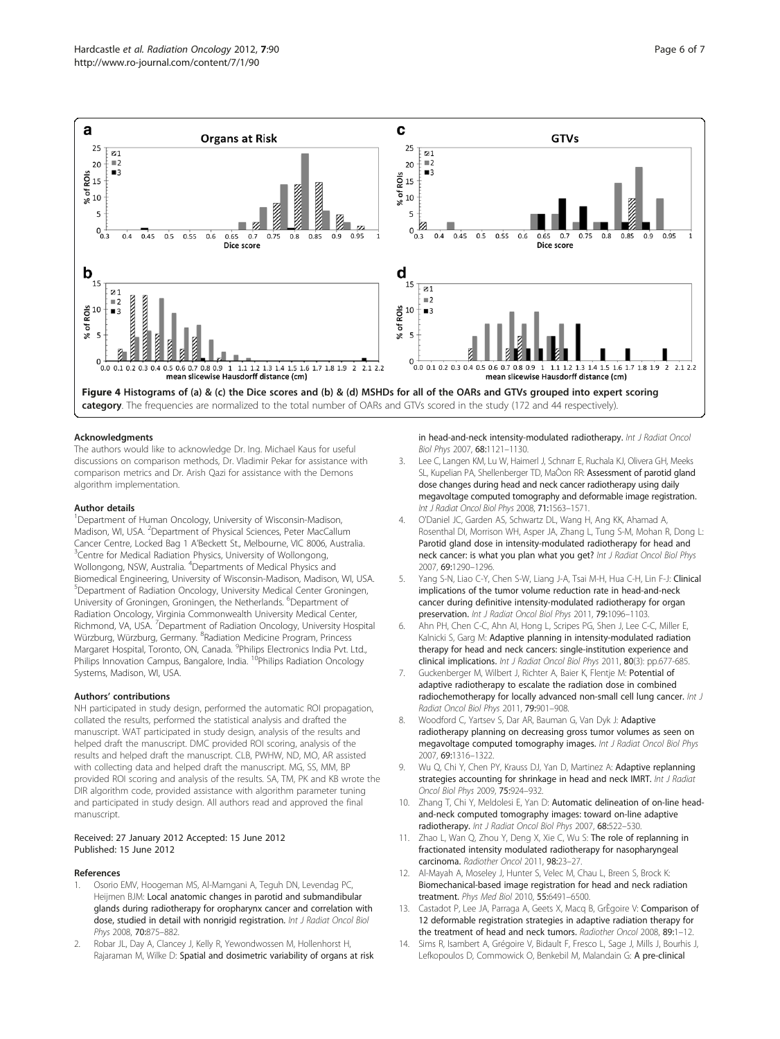**Figure 4 Histograms of (a) & (c) the Dice scores and (b) & (d) MSHDs for all of the OARs and GTVs grouped into expert scoring category**. The frequencies are normalized to the total number of OARs and GTVs scored in the study (172 and 44 respectively).

## Acknowledgments

The authors would like to acknowledge Dr. Ing. Michael Kaus for useful discussions on comparison methods, Dr. Vladimir Pekar for assistance with comparison metrics and Dr. Arish Qazi for assistance with the Demons algorithm implementation.

## Author details

[1]Department of Human Oncology, University of Wisconsin-Madison, Madison, WI, USA. [2]Department of Physical Sciences, Peter MacCallum Cancer Centre, Locked Bag 1 A'Beckett St., Melbourne, VIC 8006, Australia. [3]Centre for Medical Radiation Physics, University of Wollongong, Wollongong, NSW, Australia. [4]Departments of Medical Physics and Biomedical Engineering, University of Wisconsin-Madison, Madison, WI, USA. [5]Department of Radiation Oncology, University Medical Center Groningen, University of Groningen, Groningen, the Netherlands. [6]Department of Radiation Oncology, Virginia Commonwealth University Medical Center, Richmond, VA, USA. [7]Department of Radiation Oncology, University Hospital Würzburg, Würzburg, Germany. [8]Radiation Medicine Program, Princess Margaret Hospital, Toronto, ON, Canada. [9]Philips Electronics India Pvt. Ltd., Philips Innovation Campus, Bangalore, India. [10]Philips Radiation Oncology Systems, Madison, WI, USA.

## Authors' contributions

NH participated in study design, performed the automatic ROI propagation, collated the results, performed the statistical analysis and drafted the manuscript. WAT participated in study design, analysis of the results and helped draft the manuscript. DMC provided ROI scoring, analysis of the results and helped draft the manuscript. CLB, PWHW, ND, MO, AR assisted with collecting data and helped draft the manuscript. MG, SS, MM, BP provided ROI scoring and analysis of the results. SA, TM, PK and KB wrote the DIR algorithm code, provided assistance with algorithm parameter tuning and participated in study design. All authors read and approved the final manuscript.

Received: 27 January 2012 Accepted: 15 June 2012
Published: 15 June 2012

## References

1. Osorio EMV, Hoogeman MS, Al-Mamgani A, Teguh DN, Levendag PC, Heijmen BJM: **Local anatomic changes in parotid and submandibular glands during radiotherapy for oropharynx cancer and correlation with dose, studied in detail with nonrigid registration.** *Int J Radiat Oncol Biol Phys* 2008, **70:**875–882.
2. Robar JL, Day A, Clancey J, Kelly R, Yewondwossen M, Hollenhorst H, Rajaraman M, Wilke D: **Spatial and dosimetric variability of organs at risk in head-and-neck intensity-modulated radiotherapy.** *Int J Radiat Oncol Biol Phys* 2007, **68:**1121–1130.
3. Lee C, Langen KM, Lu W, Haimerl J, Schnarr E, Ruchala KJ, Olivera GH, Meeks SL, Kupelian PA, Shellenberger TD, MaÒon RR: **Assessment of parotid gland dose changes during head and neck cancer radiotherapy using daily megavoltage computed tomography and deformable image registration.** *Int J Radiat Oncol Biol Phys* 2008, **71:**1563–1571.
4. O'Daniel JC, Garden AS, Schwartz DL, Wang H, Ang KK, Ahamad A, Rosenthal DI, Morrison WH, Asper JA, Zhang L, Tung S-M, Mohan R, Dong L: **Parotid gland dose in intensity-modulated radiotherapy for head and neck cancer: is what you plan what you get?** *Int J Radiat Oncol Biol Phys* 2007, **69:**1290–1296.
5. Yang S-N, Liao C-Y, Chen S-W, Liang J-A, Tsai M-H, Hua C-H, Lin F-J: **Clinical implications of the tumor volume reduction rate in head-and-neck cancer during definitive intensity-modulated radiotherapy for organ preservation.** *Int J Radiat Oncol Biol Phys* 2011, **79:**1096–1103.
6. Ahn PH, Chen C-C, Ahn AI, Hong L, Scripes PG, Shen J, Lee C-C, Miller E, Kalnicki S, Garg M: **Adaptive planning in intensity-modulated radiation therapy for head and neck cancers: single-institution experience and clinical implications.** *Int J Radiat Oncol Biol Phys* 2011, **80**(3): pp.677-685.
7. Guckenberger M, Wilbert J, Richter A, Baier K, Flentje M: **Potential of adaptive radiotherapy to escalate the radiation dose in combined radiochemotherapy for locally advanced non-small cell lung cancer.** *Int J Radiat Oncol Biol Phys* 2011, **79:**901–908.
8. Woodford C, Yartsev S, Dar AR, Bauman G, Van Dyk J: **Adaptive radiotherapy planning on decreasing gross tumor volumes as seen on megavoltage computed tomography images.** *Int J Radiat Oncol Biol Phys* 2007, **69:**1316–1322.
9. Wu Q, Chi Y, Chen PY, Krauss DJ, Yan D, Martinez A: **Adaptive replanning strategies accounting for shrinkage in head and neck IMRT.** *Int J Radiat Oncol Biol Phys* 2009, **75:**924–932.
10. Zhang T, Chi Y, Meldolesi E, Yan D: **Automatic delineation of on-line head-and-neck computed tomography images: toward on-line adaptive radiotherapy.** *Int J Radiat Oncol Biol Phys* 2007, **68:**522–530.
11. Zhao L, Wan Q, Zhou Y, Deng X, Xie C, Wu S: **The role of replanning in fractionated intensity modulated radiotherapy for nasopharyngeal carcinoma.** *Radiother Oncol* 2011, **98:**23–27.
12. Al-Mayah A, Moseley J, Hunter S, Velec M, Chau L, Breen S, Brock K: **Biomechanical-based image registration for head and neck radiation treatment.** *Phys Med Biol* 2010, **55:**6491–6500.
13. Castadot P, Lee JA, Parraga A, Geets X, Macq B, GrÊgoire V: **Comparison of 12 deformable registration strategies in adaptive radiation therapy for the treatment of head and neck tumors.** *Radiother Oncol* 2008, **89:**1–12.
14. Sims R, Isambert A, Grégoire V, Bidault F, Fresco L, Sage J, Mills J, Bourhis J, Lefkopoulos D, Commowick O, Benkebil M, Malandain G: **A pre-clinical**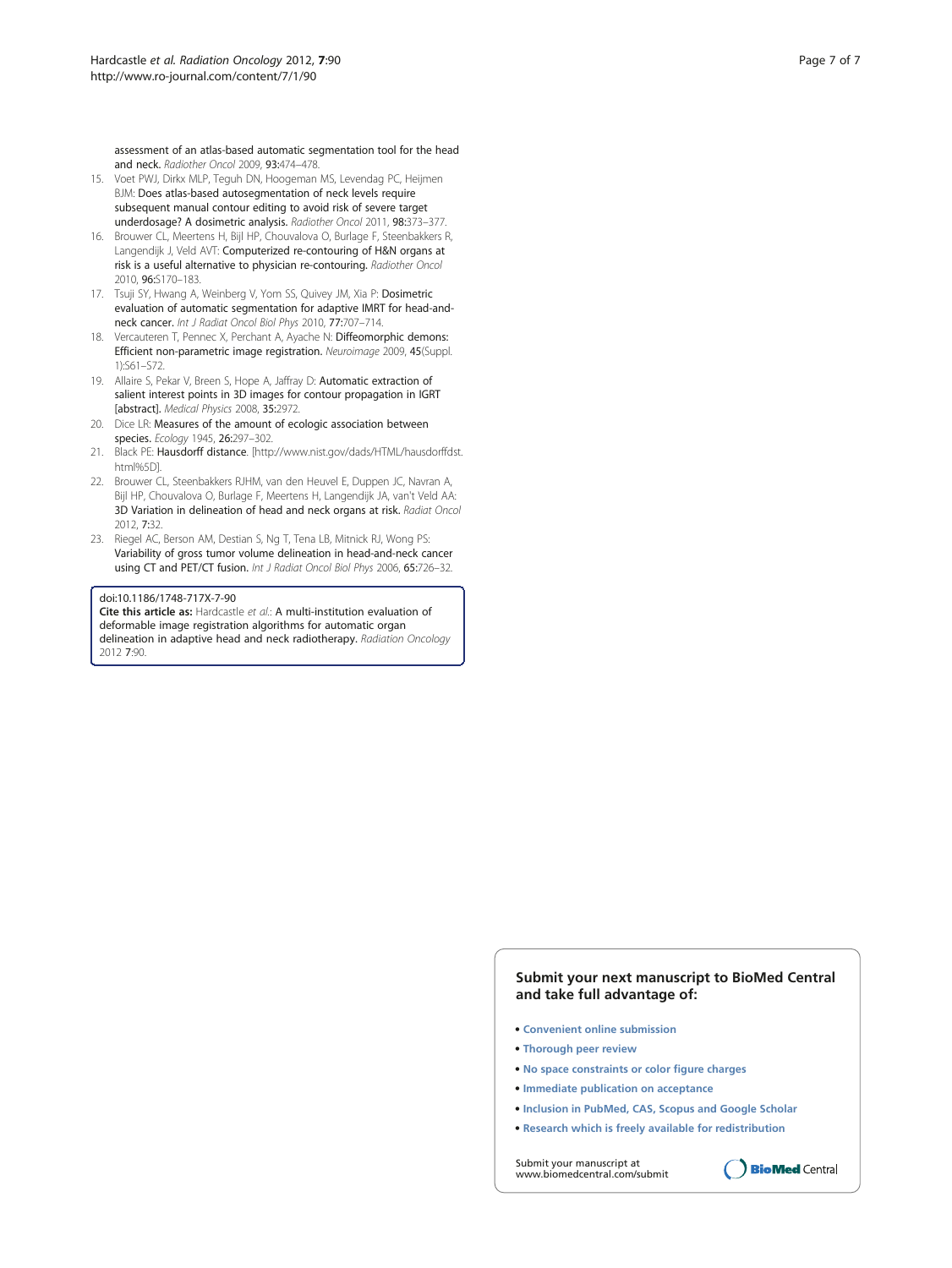assessment of an atlas-based automatic segmentation tool for the head and neck. *Radiother Oncol* 2009, **93:**474–478.

15. Voet PWJ, Dirkx MLP, Teguh DN, Hoogeman MS, Levendag PC, Heijmen BJM: **Does atlas-based autosegmentation of neck levels require subsequent manual contour editing to avoid risk of severe target underdosage? A dosimetric analysis.** *Radiother Oncol* 2011, **98:**373–377.
16. Brouwer CL, Meertens H, Bijl HP, Chouvalova O, Burlage F, Steenbakkers R, Langendijk J, Veld AVT: **Computerized re-contouring of H&N organs at risk is a useful alternative to physician re-contouring.** *Radiother Oncol* 2010, **96:**S170–183.
17. Tsuji SY, Hwang A, Weinberg V, Yom SS, Quivey JM, Xia P: **Dosimetric evaluation of automatic segmentation for adaptive IMRT for head-and-neck cancer.** *Int J Radiat Oncol Biol Phys* 2010, **77:**707–714.
18. Vercauteren T, Pennec X, Perchant A, Ayache N: **Diffeomorphic demons: Efficient non-parametric image registration.** *Neuroimage* 2009, **45**(Suppl. 1):S61–S72.
19. Allaire S, Pekar V, Breen S, Hope A, Jaffray D: **Automatic extraction of salient interest points in 3D images for contour propagation in IGRT [abstract].** *Medical Physics* 2008, **35:**2972.
20. Dice LR: **Measures of the amount of ecologic association between species.** *Ecology* 1945, **26:**297–302.
21. Black PE: **Hausdorff distance**. [http://www.nist.gov/dads/HTML/hausdorffdst.html%5D].
22. Brouwer CL, Steenbakkers RJHM, van den Heuvel E, Duppen JC, Navran A, Bijl HP, Chouvalova O, Burlage F, Meertens H, Langendijk JA, van't Veld AA: **3D Variation in delineation of head and neck organs at risk.** *Radiat Oncol* 2012, **7:**32.
23. Riegel AC, Berson AM, Destian S, Ng T, Tena LB, Mitnick RJ, Wong PS: **Variability of gross tumor volume delineation in head-and-neck cancer using CT and PET/CT fusion.** *Int J Radiat Oncol Biol Phys* 2006, **65:**726–32.

doi:10.1186/1748-717X-7-90
**Cite this article as:** Hardcastle *et al.*: A multi-institution evaluation of deformable image registration algorithms for automatic organ delineation in adaptive head and neck radiotherapy. *Radiation Oncology* 2012 **7**:90.

**Submit your next manuscript to BioMed Central and take full advantage of:**

- **Convenient online submission**
- **Thorough peer review**
- **No space constraints or color figure charges**
- **Immediate publication on acceptance**
- **Inclusion in PubMed, CAS, Scopus and Google Scholar**
- **Research which is freely available for redistribution**

Submit your manuscript at
www.biomedcentral.com/submit

BioMed Central